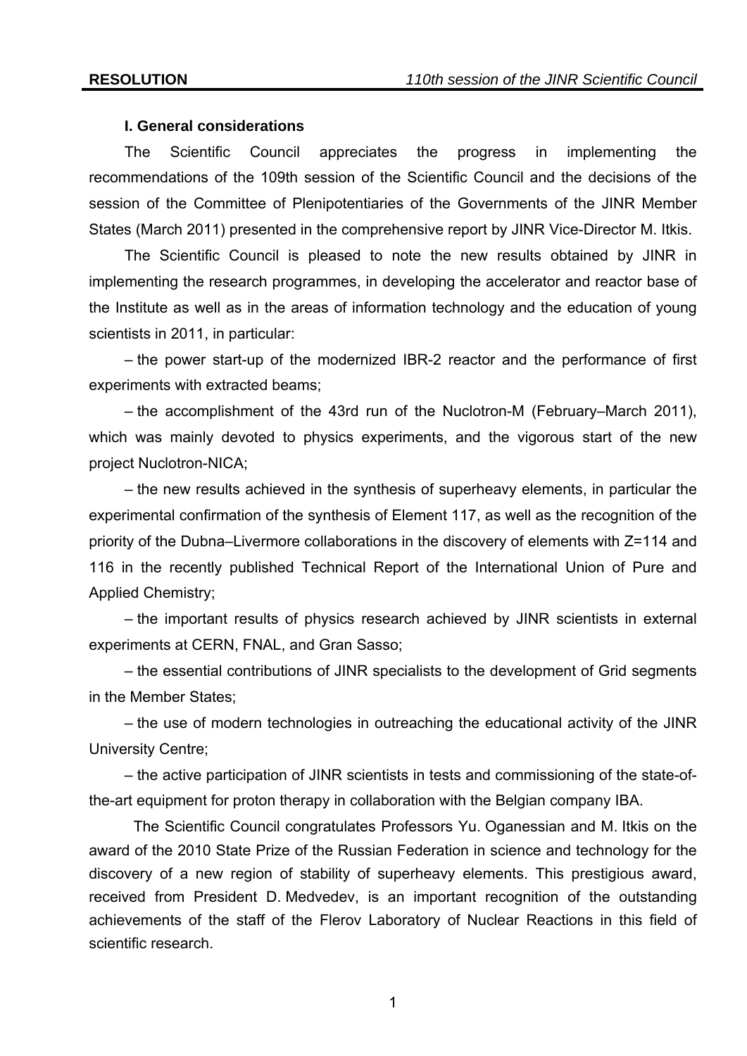### I. General considerations

The Scientific Council appreciates the progress in implementing the recommendations of the 109th session of the Scientific Council and the decisions of the session of the Committee of Plenipotentiaries of the Governments of the JINR Member States (March 2011) presented in the comprehensive report by JINR Vice-Director M. Itkis.

The Scientific Council is pleased to note the new results obtained by JINR in implementing the research programmes, in developing the accelerator and reactor base of the Institute as well as in the areas of information technology and the education of young scientists in 2011, in particular:

– the power start-up of the modernized IBR-2 reactor and the performance of first experiments with extracted beams;

– the accomplishment of the 43rd run of the Nuclotron-M (February–March 2011), which was mainly devoted to physics experiments, and the vigorous start of the new project Nuclotron-NICA;

– the new results achieved in the synthesis of superheavy elements, in particular the experimental confirmation of the synthesis of Element 117, as well as the recognition of the priority of the Dubna–Livermore collaborations in the discovery of elements with Z=114 and 116 in the recently published Technical Report of the International Union of Pure and Applied Chemistry;

– the important results of physics research achieved by JINR scientists in external experiments at CERN, FNAL, and Gran Sasso;

– the essential contributions of JINR specialists to the development of Grid segments in the Member States;

– the use of modern technologies in outreaching the educational activity of the JINR University Centre;

– the active participation of JINR scientists in tests and commissioning of the state-of-the-art equipment for proton therapy in collaboration with the Belgian company IBA.

The Scientific Council congratulates Professors Yu. Oganessian and M. Itkis on the award of the 2010 State Prize of the Russian Federation in science and technology for the discovery of a new region of stability of superheavy elements. This prestigious award, received from President D. Medvedev, is an important recognition of the outstanding achievements of the staff of the Flerov Laboratory of Nuclear Reactions in this field of scientific research.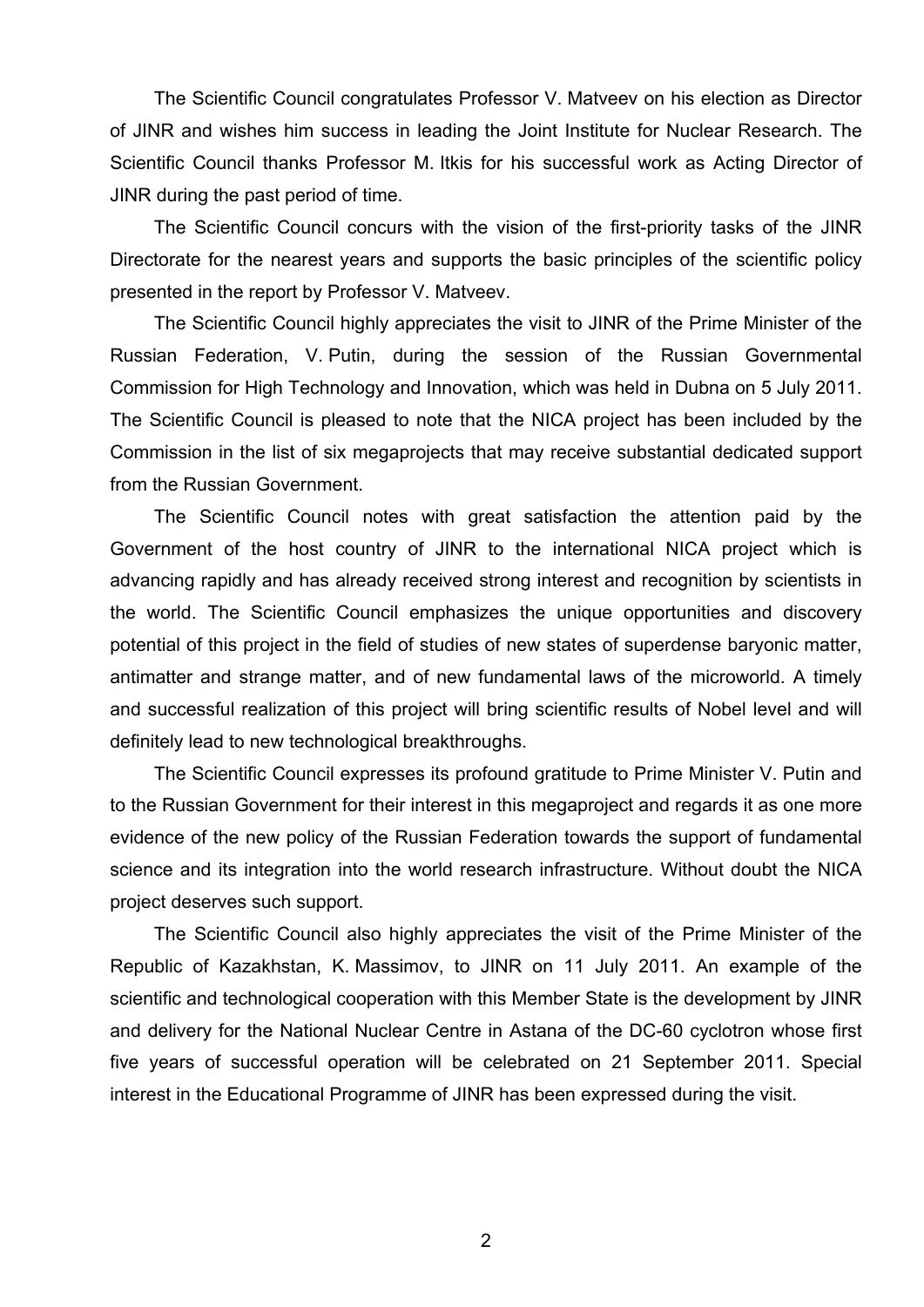The Scientific Council congratulates Professor V. Matveev on his election as Director of JINR and wishes him success in leading the Joint Institute for Nuclear Research. The Scientific Council thanks Professor M. Itkis for his successful work as Acting Director of JINR during the past period of time.

The Scientific Council concurs with the vision of the first-priority tasks of the JINR Directorate for the nearest years and supports the basic principles of the scientific policy presented in the report by Professor V. Matveev.

The Scientific Council highly appreciates the visit to JINR of the Prime Minister of the Russian Federation, V. Putin, during the session of the Russian Governmental Commission for High Technology and Innovation, which was held in Dubna on 5 July 2011. The Scientific Council is pleased to note that the NICA project has been included by the Commission in the list of six megaprojects that may receive substantial dedicated support from the Russian Government.

The Scientific Council notes with great satisfaction the attention paid by the Government of the host country of JINR to the international NICA project which is advancing rapidly and has already received strong interest and recognition by scientists in the world. The Scientific Council emphasizes the unique opportunities and discovery potential of this project in the field of studies of new states of superdense baryonic matter, antimatter and strange matter, and of new fundamental laws of the microworld. A timely and successful realization of this project will bring scientific results of Nobel level and will definitely lead to new technological breakthroughs.

The Scientific Council expresses its profound gratitude to Prime Minister V. Putin and to the Russian Government for their interest in this megaproject and regards it as one more evidence of the new policy of the Russian Federation towards the support of fundamental science and its integration into the world research infrastructure. Without doubt the NICA project deserves such support.

The Scientific Council also highly appreciates the visit of the Prime Minister of the Republic of Kazakhstan, K. Massimov, to JINR on 11 July 2011. An example of the scientific and technological cooperation with this Member State is the development by JINR and delivery for the National Nuclear Centre in Astana of the DC-60 cyclotron whose first five years of successful operation will be celebrated on 21 September 2011. Special interest in the Educational Programme of JINR has been expressed during the visit.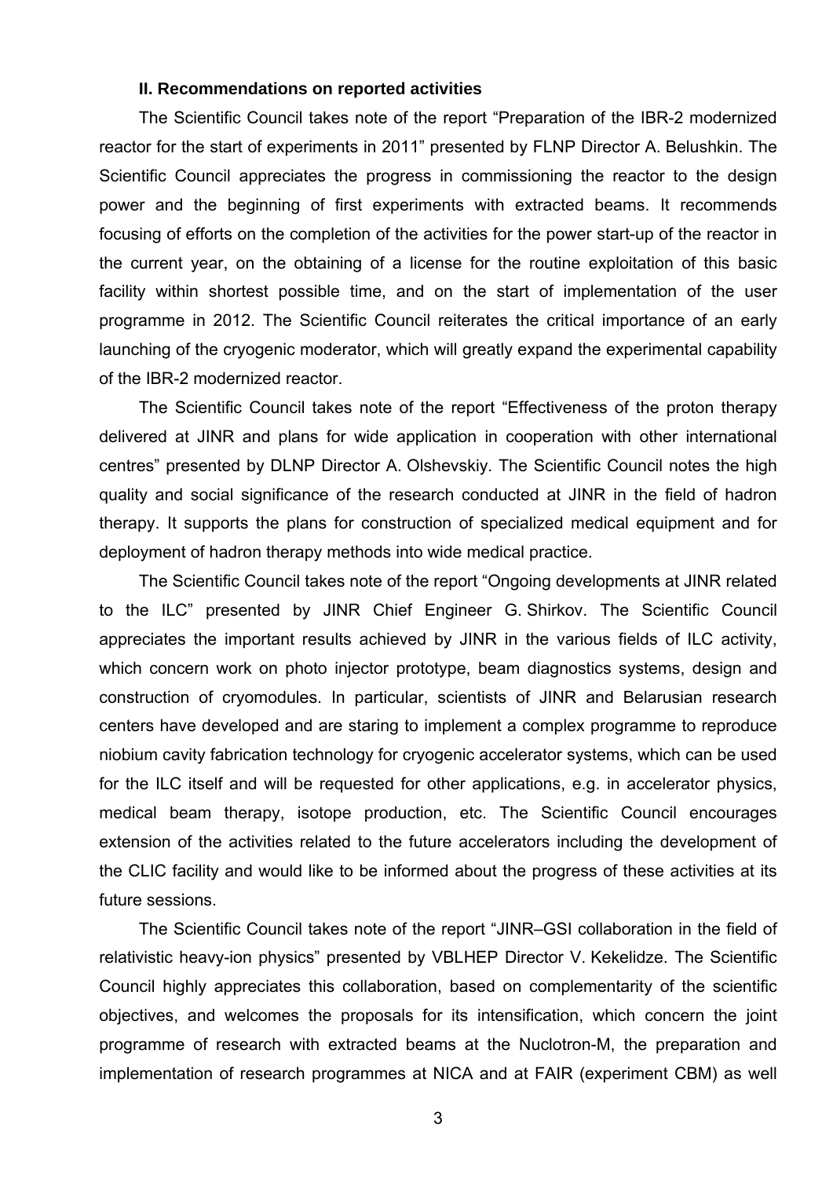### II. Recommendations on reported activities

The Scientific Council takes note of the report "Preparation of the IBR-2 modernized reactor for the start of experiments in 2011" presented by FLNP Director A. Belushkin. The Scientific Council appreciates the progress in commissioning the reactor to the design power and the beginning of first experiments with extracted beams. It recommends focusing of efforts on the completion of the activities for the power start-up of the reactor in the current year, on the obtaining of a license for the routine exploitation of this basic facility within shortest possible time, and on the start of implementation of the user programme in 2012. The Scientific Council reiterates the critical importance of an early launching of the cryogenic moderator, which will greatly expand the experimental capability of the IBR-2 modernized reactor.

The Scientific Council takes note of the report "Effectiveness of the proton therapy delivered at JINR and plans for wide application in cooperation with other international centres" presented by DLNP Director A. Olshevskiy. The Scientific Council notes the high quality and social significance of the research conducted at JINR in the field of hadron therapy. It supports the plans for construction of specialized medical equipment and for deployment of hadron therapy methods into wide medical practice.

The Scientific Council takes note of the report "Ongoing developments at JINR related to the ILC" presented by JINR Chief Engineer G. Shirkov. The Scientific Council appreciates the important results achieved by JINR in the various fields of ILC activity, which concern work on photo injector prototype, beam diagnostics systems, design and construction of cryomodules. In particular, scientists of JINR and Belarusian research centers have developed and are staring to implement a complex programme to reproduce niobium cavity fabrication technology for cryogenic accelerator systems, which can be used for the ILC itself and will be requested for other applications, e.g. in accelerator physics, medical beam therapy, isotope production, etc. The Scientific Council encourages extension of the activities related to the future accelerators including the development of the CLIC facility and would like to be informed about the progress of these activities at its future sessions.

The Scientific Council takes note of the report "JINR–GSI collaboration in the field of relativistic heavy-ion physics" presented by VBLHEP Director V. Kekelidze. The Scientific Council highly appreciates this collaboration, based on complementarity of the scientific objectives, and welcomes the proposals for its intensification, which concern the joint programme of research with extracted beams at the Nuclotron-M, the preparation and implementation of research programmes at NICA and at FAIR (experiment CBM) as well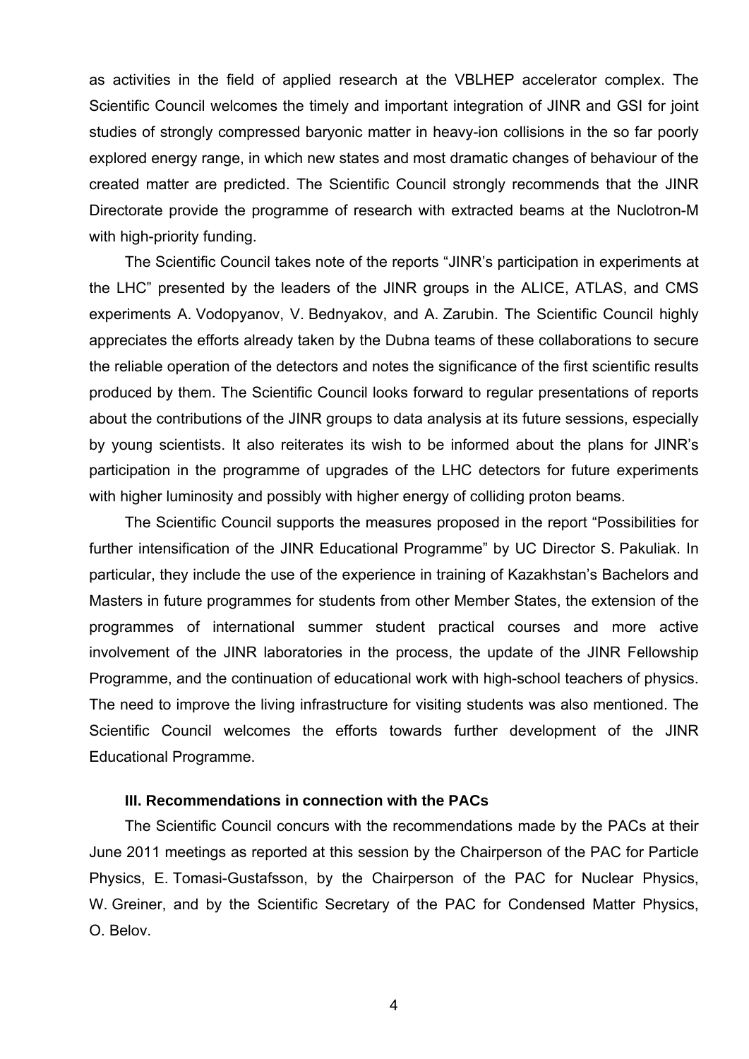as activities in the field of applied research at the VBLHEP accelerator complex. The Scientific Council welcomes the timely and important integration of JINR and GSI for joint studies of strongly compressed baryonic matter in heavy-ion collisions in the so far poorly explored energy range, in which new states and most dramatic changes of behaviour of the created matter are predicted. The Scientific Council strongly recommends that the JINR Directorate provide the programme of research with extracted beams at the Nuclotron-M with high-priority funding.

The Scientific Council takes note of the reports "JINR's participation in experiments at the LHC" presented by the leaders of the JINR groups in the ALICE, ATLAS, and CMS experiments A. Vodopyanov, V. Bednyakov, and A. Zarubin. The Scientific Council highly appreciates the efforts already taken by the Dubna teams of these collaborations to secure the reliable operation of the detectors and notes the significance of the first scientific results produced by them. The Scientific Council looks forward to regular presentations of reports about the contributions of the JINR groups to data analysis at its future sessions, especially by young scientists. It also reiterates its wish to be informed about the plans for JINR's participation in the programme of upgrades of the LHC detectors for future experiments with higher luminosity and possibly with higher energy of colliding proton beams.

The Scientific Council supports the measures proposed in the report "Possibilities for further intensification of the JINR Educational Programme" by UC Director S. Pakuliak. In particular, they include the use of the experience in training of Kazakhstan's Bachelors and Masters in future programmes for students from other Member States, the extension of the programmes of international summer student practical courses and more active involvement of the JINR laboratories in the process, the update of the JINR Fellowship Programme, and the continuation of educational work with high-school teachers of physics. The need to improve the living infrastructure for visiting students was also mentioned. The Scientific Council welcomes the efforts towards further development of the JINR Educational Programme.

### III. Recommendations in connection with the PACs

The Scientific Council concurs with the recommendations made by the PACs at their June 2011 meetings as reported at this session by the Chairperson of the PAC for Particle Physics, E. Tomasi-Gustafsson, by the Chairperson of the PAC for Nuclear Physics, W. Greiner, and by the Scientific Secretary of the PAC for Condensed Matter Physics, O. Belov.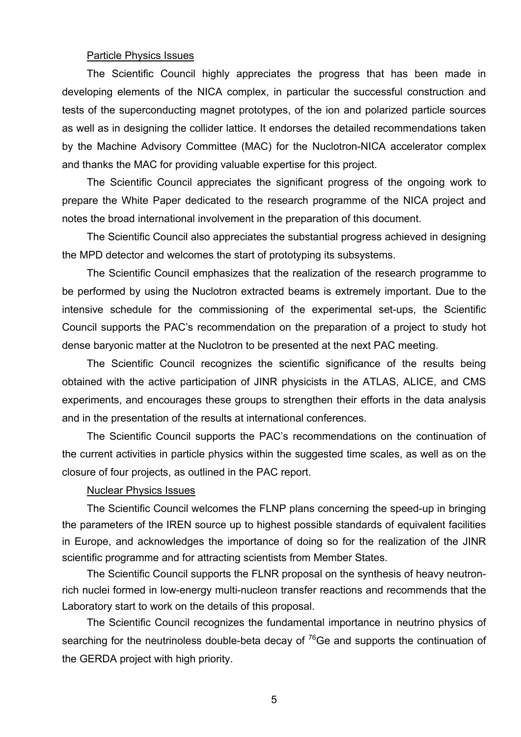## Particle Physics Issues

The Scientific Council highly appreciates the progress that has been made in developing elements of the NICA complex, in particular the successful construction and tests of the superconducting magnet prototypes, of the ion and polarized particle sources as well as in designing the collider lattice. It endorses the detailed recommendations taken by the Machine Advisory Committee (MAC) for the Nuclotron-NICA accelerator complex and thanks the MAC for providing valuable expertise for this project.

The Scientific Council appreciates the significant progress of the ongoing work to prepare the White Paper dedicated to the research programme of the NICA project and notes the broad international involvement in the preparation of this document.

The Scientific Council also appreciates the substantial progress achieved in designing the MPD detector and welcomes the start of prototyping its subsystems.

The Scientific Council emphasizes that the realization of the research programme to be performed by using the Nuclotron extracted beams is extremely important. Due to the intensive schedule for the commissioning of the experimental set-ups, the Scientific Council supports the PAC's recommendation on the preparation of a project to study hot dense baryonic matter at the Nuclotron to be presented at the next PAC meeting.

The Scientific Council recognizes the scientific significance of the results being obtained with the active participation of JINR physicists in the ATLAS, ALICE, and CMS experiments, and encourages these groups to strengthen their efforts in the data analysis and in the presentation of the results at international conferences.

The Scientific Council supports the PAC's recommendations on the continuation of the current activities in particle physics within the suggested time scales, as well as on the closure of four projects, as outlined in the PAC report.

## Nuclear Physics Issues

The Scientific Council welcomes the FLNP plans concerning the speed-up in bringing the parameters of the IREN source up to highest possible standards of equivalent facilities in Europe, and acknowledges the importance of doing so for the realization of the JINR scientific programme and for attracting scientists from Member States.

The Scientific Council supports the FLNR proposal on the synthesis of heavy neutron-rich nuclei formed in low-energy multi-nucleon transfer reactions and recommends that the Laboratory start to work on the details of this proposal.

The Scientific Council recognizes the fundamental importance in neutrino physics of searching for the neutrinoless double-beta decay of $^{76}Ge$ and supports the continuation of the GERDA project with high priority.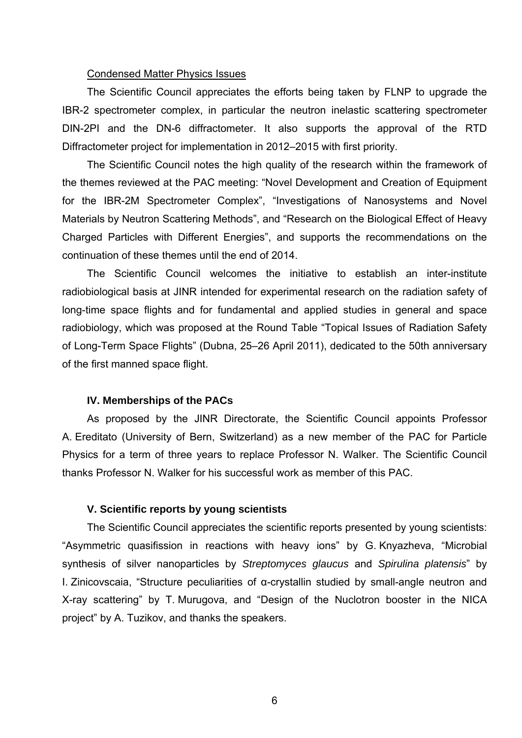Condensed Matter Physics Issues

The Scientific Council appreciates the efforts being taken by FLNP to upgrade the IBR-2 spectrometer complex, in particular the neutron inelastic scattering spectrometer DIN-2PI and the DN-6 diffractometer. It also supports the approval of the RTD Diffractometer project for implementation in 2012–2015 with first priority.

The Scientific Council notes the high quality of the research within the framework of the themes reviewed at the PAC meeting: "Novel Development and Creation of Equipment for the IBR-2M Spectrometer Complex", "Investigations of Nanosystems and Novel Materials by Neutron Scattering Methods", and "Research on the Biological Effect of Heavy Charged Particles with Different Energies", and supports the recommendations on the continuation of these themes until the end of 2014.

The Scientific Council welcomes the initiative to establish an inter-institute radiobiological basis at JINR intended for experimental research on the radiation safety of long-time space flights and for fundamental and applied studies in general and space radiobiology, which was proposed at the Round Table "Topical Issues of Radiation Safety of Long-Term Space Flights" (Dubna, 25–26 April 2011), dedicated to the 50th anniversary of the first manned space flight.

### IV. Memberships of the PACs

As proposed by the JINR Directorate, the Scientific Council appoints Professor A. Ereditato (University of Bern, Switzerland) as a new member of the PAC for Particle Physics for a term of three years to replace Professor N. Walker. The Scientific Council thanks Professor N. Walker for his successful work as member of this PAC.

### V. Scientific reports by young scientists

The Scientific Council appreciates the scientific reports presented by young scientists: "Asymmetric quasifission in reactions with heavy ions" by G. Knyazheva, "Microbial synthesis of silver nanoparticles by *Streptomyces glaucus* and *Spirulina platensis*" by I. Zinicovscaia, "Structure peculiarities of α-crystallin studied by small-angle neutron and X-ray scattering" by T. Murugova, and "Design of the Nuclotron booster in the NICA project" by A. Tuzikov, and thanks the speakers.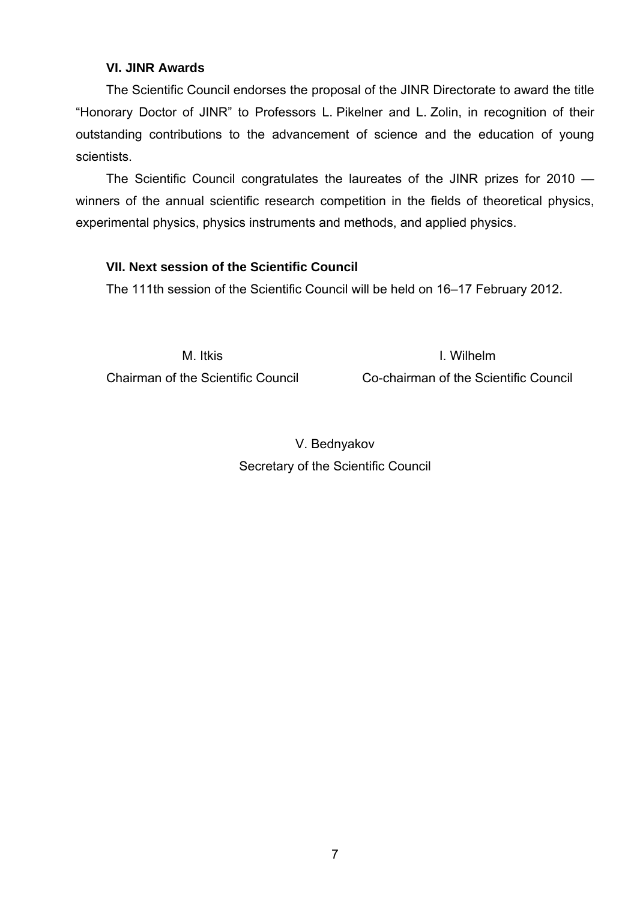### VI. JINR Awards

The Scientific Council endorses the proposal of the JINR Directorate to award the title “Honorary Doctor of JINR” to Professors L. Pikelner and L. Zolin, in recognition of their outstanding contributions to the advancement of science and the education of young scientists.

The Scientific Council congratulates the laureates of the JINR prizes for 2010 — winners of the annual scientific research competition in the fields of theoretical physics, experimental physics, physics instruments and methods, and applied physics.

### VII. Next session of the Scientific Council

The 111th session of the Scientific Council will be held on 16–17 February 2012.

M. Itkis
Chairman of the Scientific Council

I. Wilhelm
Co-chairman of the Scientific Council

V. Bednyakov
Secretary of the Scientific Council